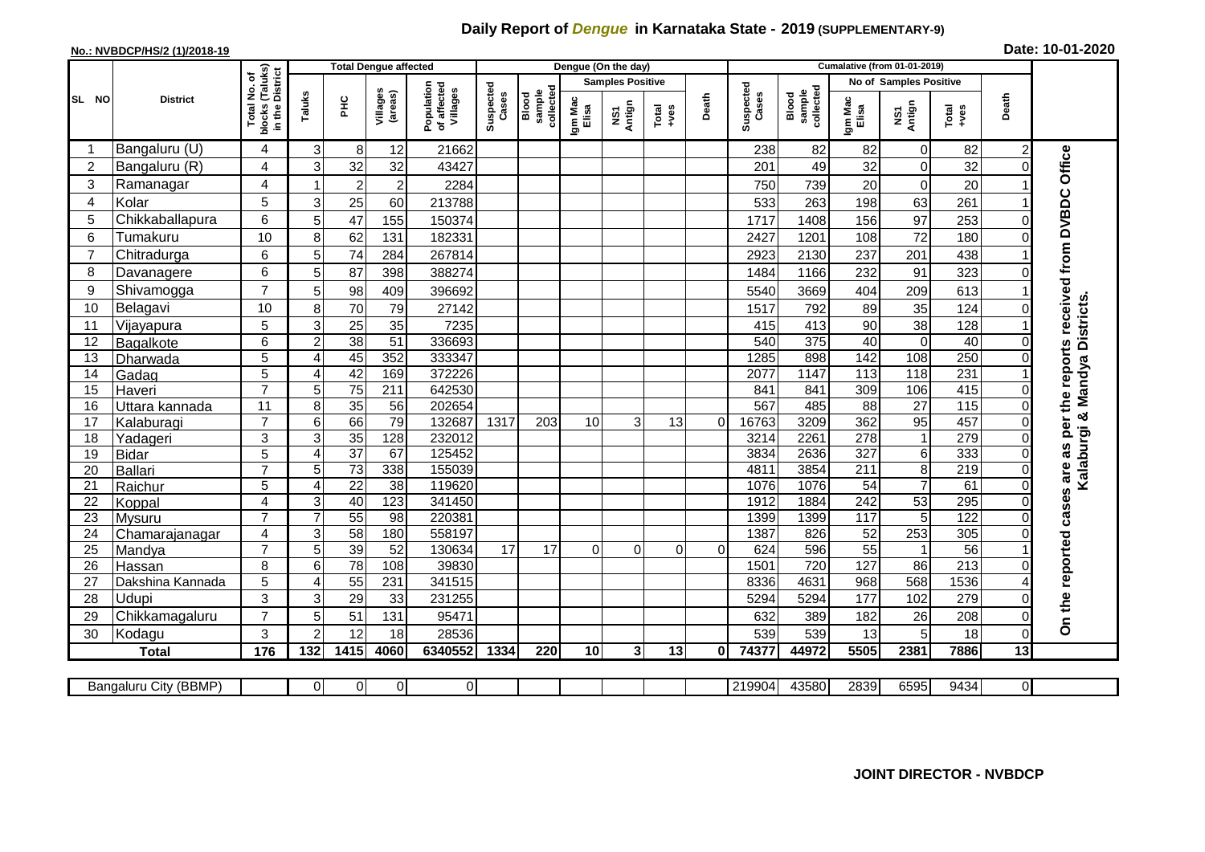# Daily Report of *Dengue* in Karnataka State - 2019 (SUPPLEMENTARY-9)

**No.: NVBDCP/HS/2 (1)/2018-19**

**Date: 10-01-2020**

| SL NO | District | Total No. of blocks (Taluks) in the District | Total Dengue affected | | | | Dengue (On the day) | | | | | | | Cumalative (from 01-01-2019) | | | | | | | |
|---|---|---|---|---|---|---|---|---|---|---|---|---|---|---|---|---|---|---|---|---|
| | | | Taluks | PHC | Villages (areas) | Population of affected Villages | Suspected Cases | Blood sample collected | Samples Positive | | | Death | Suspected Cases | Blood sample collected | No of Samples Positive | | | Death | |
| | | | | | | | | | Igm Mac Elisa | NS1 Antign | Total +ves | | | | Igm Mac Elisa | NS1 Antign | Total +ves | | |
| 1 | Bangaluru (U) | 4 | 3 | 8 | 12 | 21662 | | | | | | | 238 | 82 | 82 | 0 | 82 | 2 | On the reported cases are as per the reports received from DVBDC Office Kalaburgi & Mandya Districts. |
| 2 | Bangaluru (R) | 4 | 3 | 32 | 32 | 43427 | | | | | | | 201 | 49 | 32 | 0 | 32 | 0 | |
| 3 | Ramanagar | 4 | 1 | 2 | 2 | 2284 | | | | | | | 750 | 739 | 20 | 0 | 20 | 1 | |
| 4 | Kolar | 5 | 3 | 25 | 60 | 213788 | | | | | | | 533 | 263 | 198 | 63 | 261 | 1 | |
| 5 | Chikkaballapura | 6 | 5 | 47 | 155 | 150374 | | | | | | | 1717 | 1408 | 156 | 97 | 253 | 0 | |
| 6 | Tumakuru | 10 | 8 | 62 | 131 | 182331 | | | | | | | 2427 | 1201 | 108 | 72 | 180 | 0 | |
| 7 | Chitradurga | 6 | 5 | 74 | 284 | 267814 | | | | | | | 2923 | 2130 | 237 | 201 | 438 | 1 | |
| 8 | Davanagere | 6 | 5 | 87 | 398 | 388274 | | | | | | | 1484 | 1166 | 232 | 91 | 323 | 0 | |
| 9 | Shivamogga | 7 | 5 | 98 | 409 | 396692 | | | | | | | 5540 | 3669 | 404 | 209 | 613 | 1 | |
| 10 | Belagavi | 10 | 8 | 70 | 79 | 27142 | | | | | | | 1517 | 792 | 89 | 35 | 124 | 0 | |
| 11 | Vijayapura | 5 | 3 | 25 | 35 | 7235 | | | | | | | 415 | 413 | 90 | 38 | 128 | 1 | |
| 12 | Bagalkote | 6 | 2 | 38 | 51 | 336693 | | | | | | | 540 | 375 | 40 | 0 | 40 | 0 | |
| 13 | Dharwada | 5 | 4 | 45 | 352 | 333347 | | | | | | | 1285 | 898 | 142 | 108 | 250 | 0 | |
| 14 | Gadag | 5 | 4 | 42 | 169 | 372226 | | | | | | | 2077 | 1147 | 113 | 118 | 231 | 1 | |
| 15 | Haveri | 7 | 5 | 75 | 211 | 642530 | | | | | | | 841 | 841 | 309 | 106 | 415 | 0 | |
| 16 | Uttara kannada | 11 | 8 | 35 | 56 | 202654 | | | | | | | 567 | 485 | 88 | 27 | 115 | 0 | |
| 17 | Kalaburagi | 7 | 6 | 66 | 79 | 132687 | 1317 | 203 | 10 | 3 | 13 | 0 | 16763 | 3209 | 362 | 95 | 457 | 0 | |
| 18 | Yadageri | 3 | 3 | 35 | 128 | 232012 | | | | | | | 3214 | 2261 | 278 | 1 | 279 | 0 | |
| 19 | Bidar | 5 | 4 | 37 | 67 | 125452 | | | | | | | 3834 | 2636 | 327 | 6 | 333 | 0 | |
| 20 | Ballari | 7 | 5 | 73 | 338 | 155039 | | | | | | | 4811 | 3854 | 211 | 8 | 219 | 0 | |
| 21 | Raichur | 5 | 4 | 22 | 38 | 119620 | | | | | | | 1076 | 1076 | 54 | 7 | 61 | 0 | |
| 22 | Koppal | 4 | 3 | 40 | 123 | 341450 | | | | | | | 1912 | 1884 | 242 | 53 | 295 | 0 | |
| 23 | Mysuru | 7 | 7 | 55 | 98 | 220381 | | | | | | | 1399 | 1399 | 117 | 5 | 122 | 0 | |
| 24 | Chamarajanagar | 4 | 3 | 58 | 180 | 558197 | | | | | | | 1387 | 826 | 52 | 253 | 305 | 0 | |
| 25 | Mandya | 7 | 5 | 39 | 52 | 130634 | 17 | 17 | 0 | 0 | 0 | 0 | 624 | 596 | 55 | 1 | 56 | 1 | |
| 26 | Hassan | 8 | 6 | 78 | 108 | 39830 | | | | | | | 1501 | 720 | 127 | 86 | 213 | 0 | |
| 27 | Dakshina Kannada | 5 | 4 | 55 | 231 | 341515 | | | | | | | 8336 | 4631 | 968 | 568 | 1536 | 4 | |
| 28 | Udupi | 3 | 3 | 29 | 33 | 231255 | | | | | | | 5294 | 5294 | 177 | 102 | 279 | 0 | |
| 29 | Chikkamagaluru | 7 | 5 | 51 | 131 | 95471 | | | | | | | 632 | 389 | 182 | 26 | 208 | 0 | |
| 30 | Kodagu | 3 | 2 | 12 | 18 | 28536 | | | | | | | 539 | 539 | 13 | 5 | 18 | 0 | |
| **Total** | | **176** | **132** | **1415** | **4060** | **6340552** | **1334** | **220** | **10** | **3** | **13** | **0** | **74377** | **44972** | **5505** | **2381** | **7886** | **13** | |

| Bangaluru City (BBMP) | | 0 | 0 | 0 | 0 | | | | | | | 219904 | 43580 | 2839 | 6595 | 9434 | 0 |
|---|---|---|---|---|---|---|---|---|---|---|---|---|---|---|---|---|---|

**JOINT DIRECTOR - NVBDCP**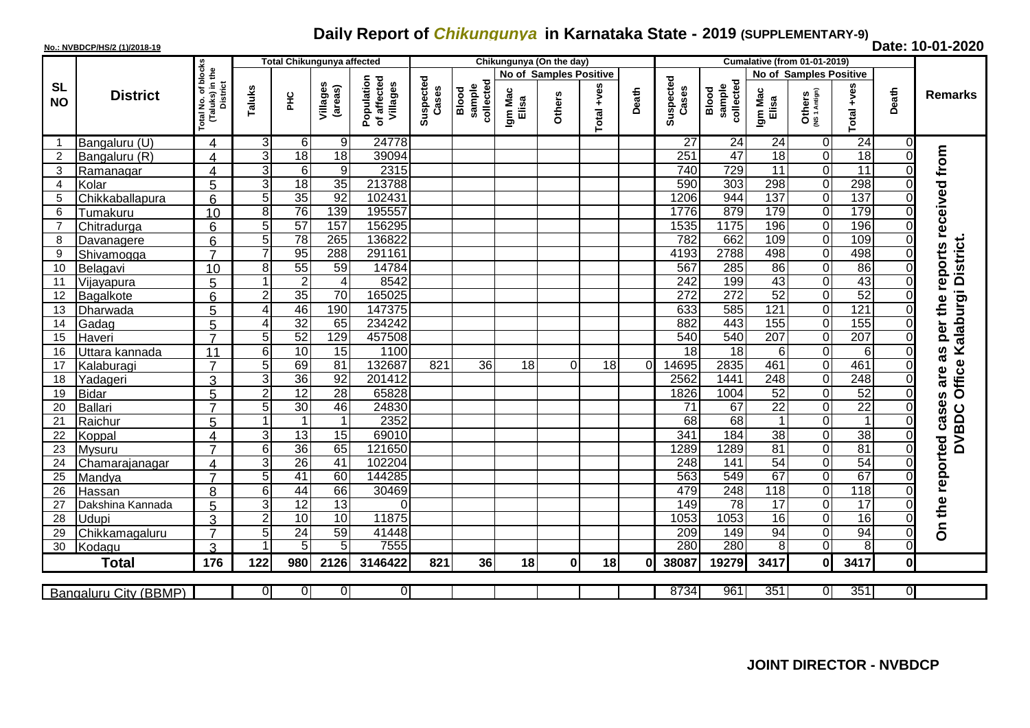**No.: NVBDCP/HS/2 (1)/2018-19**

# Daily Report of *Chikungunya* in Karnataka State - 2019 (SUPPLEMENTARY-9)

**Date: 10-01-2020**

| SL NO | District | Total No. of blocks (Taluks) in the District | Total Chikungunya affected | | | | Chikungunya (On the day) | | | | | | | Cumalative (from 01-01-2019) | | | | | | | Remarks |
|---|---|---|---|---|---|---|---|---|---|---|---|---|---|---|---|---|---|---|---|---|---|
| | | | Taluks | PHC | Villages (areas) | Population of affected Villages | Suspected Cases | Blood sample collected | No of Samples Positive | | | Death | Suspected Cases | Blood sample collected | No of Samples Positive | | | Death | |
| | | | | | | | | | Igm Mac Elisa | Others | Total +ves | | | | Igm Mac Elisa | Others (NS1 Antign) | Total +ves | | |
| 1 | Bangaluru (U) | 4 | 3 | 6 | 9 | 24778 | | | | | | | 27 | 24 | 24 | 0 | 24 | 0 | On the reported cases are as per the reports received from DVBDC Office Kalaburgi District. |
| 2 | Bangaluru (R) | 4 | 3 | 18 | 18 | 39094 | | | | | | | 251 | 47 | 18 | 0 | 18 | 0 | |
| 3 | Ramanagar | 4 | 3 | 6 | 9 | 2315 | | | | | | | 740 | 729 | 11 | 0 | 11 | 0 | |
| 4 | Kolar | 5 | 3 | 18 | 35 | 213788 | | | | | | | 590 | 303 | 298 | 0 | 298 | 0 | |
| 5 | Chikkaballapura | 6 | 5 | 35 | 92 | 102431 | | | | | | | 1206 | 944 | 137 | 0 | 137 | 0 | |
| 6 | Tumakuru | 10 | 8 | 76 | 139 | 195557 | | | | | | | 1776 | 879 | 179 | 0 | 179 | 0 | |
| 7 | Chitradurga | 6 | 5 | 57 | 157 | 156295 | | | | | | | 1535 | 1175 | 196 | 0 | 196 | 0 | |
| 8 | Davanagere | 6 | 5 | 78 | 265 | 136822 | | | | | | | 782 | 662 | 109 | 0 | 109 | 0 | |
| 9 | Shivamogga | 7 | 7 | 95 | 288 | 291161 | | | | | | | 4193 | 2788 | 498 | 0 | 498 | 0 | |
| 10 | Belagavi | 10 | 8 | 55 | 59 | 14784 | | | | | | | 567 | 285 | 86 | 0 | 86 | 0 | |
| 11 | Vijayapura | 5 | 1 | 2 | 4 | 8542 | | | | | | | 242 | 199 | 43 | 0 | 43 | 0 | |
| 12 | Bagalkote | 6 | 2 | 35 | 70 | 165025 | | | | | | | 272 | 272 | 52 | 0 | 52 | 0 | |
| 13 | Dharwada | 5 | 4 | 46 | 190 | 147375 | | | | | | | 633 | 585 | 121 | 0 | 121 | 0 | |
| 14 | Gadag | 5 | 4 | 32 | 65 | 234242 | | | | | | | 882 | 443 | 155 | 0 | 155 | 0 | |
| 15 | Haveri | 7 | 5 | 52 | 129 | 457508 | | | | | | | 540 | 540 | 207 | 0 | 207 | 0 | |
| 16 | Uttara kannada | 11 | 6 | 10 | 15 | 1100 | | | | | | | 18 | 18 | 6 | 0 | 6 | 0 | |
| 17 | Kalaburagi | 7 | 5 | 69 | 81 | 132687 | 821 | 36 | 18 | 0 | 18 | 0 | 14695 | 2835 | 461 | 0 | 461 | 0 | |
| 18 | Yadageri | 3 | 3 | 36 | 92 | 201412 | | | | | | | 2562 | 1441 | 248 | 0 | 248 | 0 | |
| 19 | Bidar | 5 | 2 | 12 | 28 | 65828 | | | | | | | 1826 | 1004 | 52 | 0 | 52 | 0 | |
| 20 | Ballari | 7 | 5 | 30 | 46 | 24830 | | | | | | | 71 | 67 | 22 | 0 | 22 | 0 | |
| 21 | Raichur | 5 | 1 | 1 | 1 | 2352 | | | | | | | 68 | 68 | 1 | 0 | 1 | 0 | |
| 22 | Koppal | 4 | 3 | 13 | 15 | 69010 | | | | | | | 341 | 184 | 38 | 0 | 38 | 0 | |
| 23 | Mysuru | 7 | 6 | 36 | 65 | 121650 | | | | | | | 1289 | 1289 | 81 | 0 | 81 | 0 | |
| 24 | Chamarajanagar | 4 | 3 | 26 | 41 | 102204 | | | | | | | 248 | 141 | 54 | 0 | 54 | 0 | |
| 25 | Mandya | 7 | 5 | 41 | 60 | 144285 | | | | | | | 563 | 549 | 67 | 0 | 67 | 0 | |
| 26 | Hassan | 8 | 6 | 44 | 66 | 30469 | | | | | | | 479 | 248 | 118 | 0 | 118 | 0 | |
| 27 | Dakshina Kannada | 5 | 3 | 12 | 13 | 0 | | | | | | | 149 | 78 | 17 | 0 | 17 | 0 | |
| 28 | Udupi | 3 | 2 | 10 | 10 | 11875 | | | | | | | 1053 | 1053 | 16 | 0 | 16 | 0 | |
| 29 | Chikkamagaluru | 7 | 5 | 24 | 59 | 41448 | | | | | | | 209 | 149 | 94 | 0 | 94 | 0 | |
| 30 | Kodagu | 3 | 1 | 5 | 5 | 7555 | | | | | | | 280 | 280 | 8 | 0 | 8 | 0 | |
| **Total** | | **176** | **122** | **980** | **2126** | **3146422** | **821** | **36** | **18** | **0** | **18** | **0** | **38087** | **19279** | **3417** | **0** | **3417** | **0** | |

| | | | | | | | | | | | | | | | | | | |
|---|---|---|---|---|---|---|---|---|---|---|---|---|---|---|---|---|---|---|
| Bangaluru City (BBMP) | | 0 | 0 | 0 | 0 | | | | | | | 8734 | 961 | 351 | 0 | 351 | 0 | |

**JOINT DIRECTOR - NVBDCP**